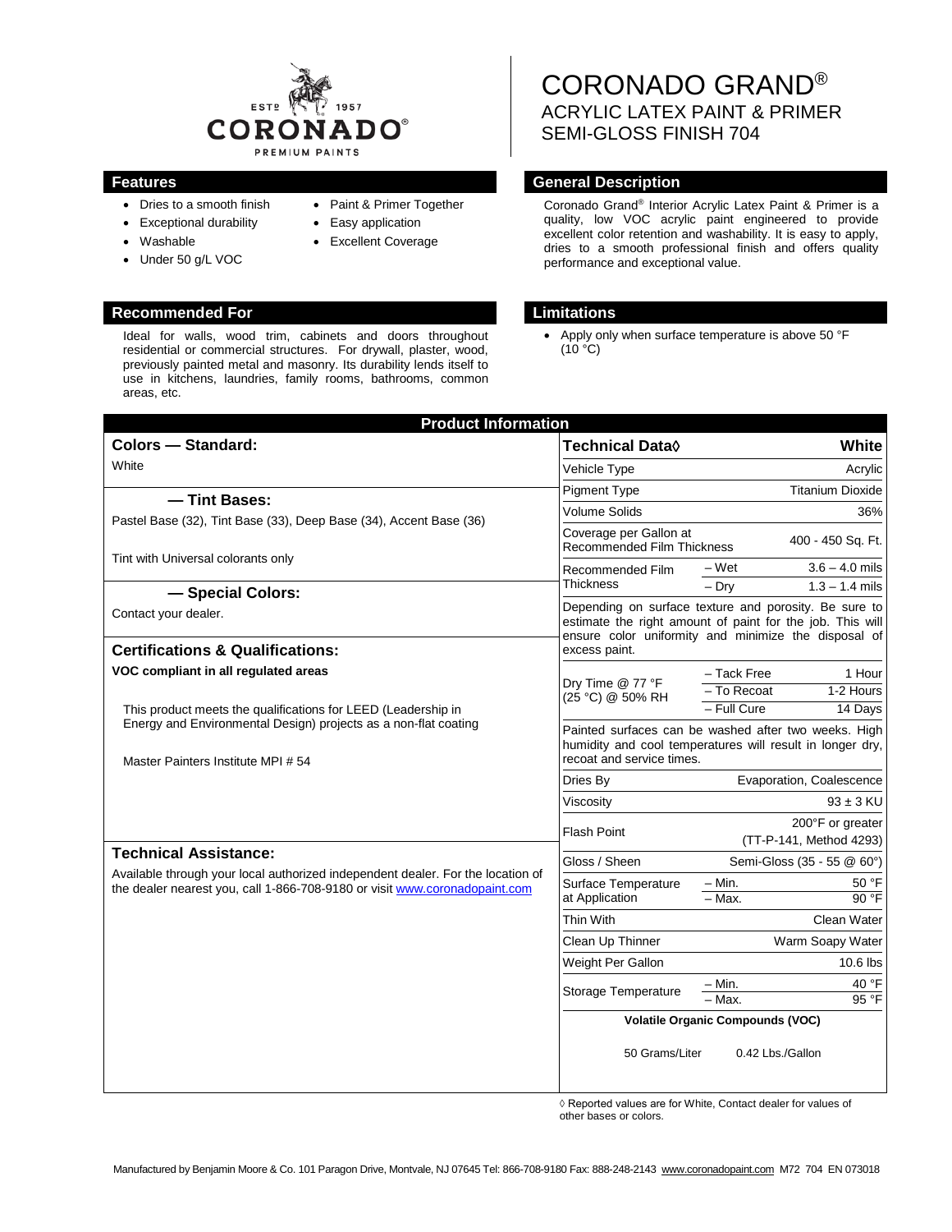# CORONADO GRAND®

## ACRYLIC LATEX PAINT & PRIMER SEMI-GLOSS FINISH 704

## Features

- Dries to a smooth finish
- Exceptional durability
- Washable
- Under 50 g/L VOC
- Paint & Primer Together
- Easy application
- Excellent Coverage

## General Description

Coronado Grand® Interior Acrylic Latex Paint & Primer is a quality, low VOC acrylic paint engineered to provide excellent color retention and washability. It is easy to apply, dries to a smooth professional finish and offers quality performance and exceptional value.

## Recommended For

Ideal for walls, wood trim, cabinets and doors throughout residential or commercial structures. For drywall, plaster, wood, previously painted metal and masonry. Its durability lends itself to use in kitchens, laundries, family rooms, bathrooms, common areas, etc.

## Limitations

- Apply only when surface temperature is above 50 °F (10 °C)

## Product Information

### Colors — Standard:

White

### — Tint Bases:

Pastel Base (32), Tint Base (33), Deep Base (34), Accent Base (36)

Tint with Universal colorants only

### — Special Colors:

Contact your dealer.

### Certifications & Qualifications:

**VOC compliant in all regulated areas**

This product meets the qualifications for LEED (Leadership in Energy and Environmental Design) projects as a non-flat coating

Master Painters Institute MPI # 54

### Technical Assistance:

Available through your local authorized independent dealer. For the location of the dealer nearest you, call 1-866-708-9180 or visit www.coronadopaint.com

| Technical Data◊ | | White |
|---|---|---|
| Vehicle Type | | Acrylic |
| Pigment Type | | Titanium Dioxide |
| Volume Solids | | 36% |
| Coverage per Gallon at Recommended Film Thickness | | 400 - 450 Sq. Ft. |
| Recommended Film Thickness | – Wet | 3.6 – 4.0 mils |
| | – Dry | 1.3 – 1.4 mils |
| Depending on surface texture and porosity. Be sure to estimate the right amount of paint for the job. This will ensure color uniformity and minimize the disposal of excess paint. | | |
| Dry Time @ 77 °F (25 °C) @ 50% RH | – Tack Free | 1 Hour |
| | – To Recoat | 1-2 Hours |
| | – Full Cure | 14 Days |
| Painted surfaces can be washed after two weeks. High humidity and cool temperatures will result in longer dry, recoat and service times. | | |
| Dries By | | Evaporation, Coalescence |
| Viscosity | | 93 ± 3 KU |
| Flash Point | | 200°F or greater (TT-P-141, Method 4293) |
| Gloss / Sheen | | Semi-Gloss (35 - 55 @ 60°) |
| Surface Temperature at Application | – Min. | 50 °F |
| | – Max. | 90 °F |
| Thin With | | Clean Water |
| Clean Up Thinner | | Warm Soapy Water |
| Weight Per Gallon | | 10.6 lbs |
| Storage Temperature | – Min. | 40 °F |
| | – Max. | 95 °F |
| **Volatile Organic Compounds (VOC)** | | |
| 50 Grams/Liter | | 0.42 Lbs./Gallon |

◊ Reported values are for White, Contact dealer for values of other bases or colors.

Manufactured by Benjamin Moore & Co. 101 Paragon Drive, Montvale, NJ 07645 Tel: 866-708-9180 Fax: 888-248-2143 www.coronadopaint.com M72 704 EN 073018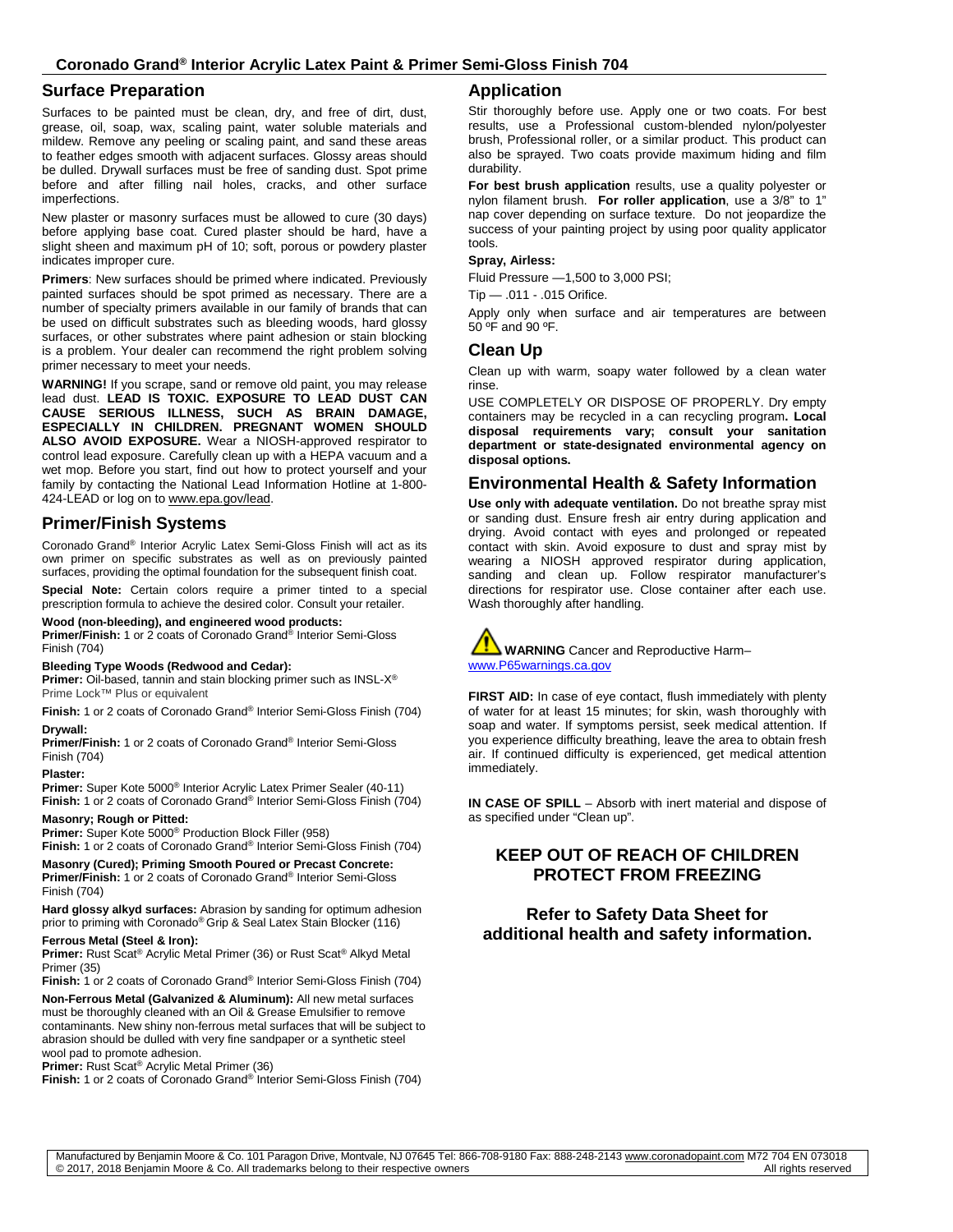## Surface Preparation

Surfaces to be painted must be clean, dry, and free of dirt, dust, grease, oil, soap, wax, scaling paint, water soluble materials and mildew. Remove any peeling or scaling paint, and sand these areas to feather edges smooth with adjacent surfaces. Glossy areas should be dulled. Drywall surfaces must be free of sanding dust. Spot prime before and after filling nail holes, cracks, and other surface imperfections.

New plaster or masonry surfaces must be allowed to cure (30 days) before applying base coat. Cured plaster should be hard, have a slight sheen and maximum pH of 10; soft, porous or powdery plaster indicates improper cure.

**Primers**: New surfaces should be primed where indicated. Previously painted surfaces should be spot primed as necessary. There are a number of specialty primers available in our family of brands that can be used on difficult substrates such as bleeding woods, hard glossy surfaces, or other substrates where paint adhesion or stain blocking is a problem. Your dealer can recommend the right problem solving primer necessary to meet your needs.

**WARNING!** If you scrape, sand or remove old paint, you may release lead dust. **LEAD IS TOXIC. EXPOSURE TO LEAD DUST CAN CAUSE SERIOUS ILLNESS, SUCH AS BRAIN DAMAGE, ESPECIALLY IN CHILDREN. PREGNANT WOMEN SHOULD ALSO AVOID EXPOSURE.** Wear a NIOSH-approved respirator to control lead exposure. Carefully clean up with a HEPA vacuum and a wet mop. Before you start, find out how to protect yourself and your family by contacting the National Lead Information Hotline at 1-800-424-LEAD or log on to www.epa.gov/lead.

## Primer/Finish Systems

Coronado Grand® Interior Acrylic Latex Semi-Gloss Finish will act as its own primer on specific substrates as well as on previously painted surfaces, providing the optimal foundation for the subsequent finish coat.

**Special Note:** Certain colors require a primer tinted to a special prescription formula to achieve the desired color. Consult your retailer.

**Wood (non-bleeding), and engineered wood products:**
**Primer/Finish:** 1 or 2 coats of Coronado Grand® Interior Semi-Gloss Finish (704)

**Bleeding Type Woods (Redwood and Cedar):**
**Primer:** Oil-based, tannin and stain blocking primer such as INSL-X® Prime Lock™ Plus or equivalent

**Finish:** 1 or 2 coats of Coronado Grand® Interior Semi-Gloss Finish (704)

**Drywall:**
**Primer/Finish:** 1 or 2 coats of Coronado Grand® Interior Semi-Gloss Finish (704)

**Plaster:**
**Primer:** Super Kote 5000® Interior Acrylic Latex Primer Sealer (40-11)
**Finish:** 1 or 2 coats of Coronado Grand® Interior Semi-Gloss Finish (704)

**Masonry; Rough or Pitted:**
**Primer:** Super Kote 5000® Production Block Filler (958)
**Finish:** 1 or 2 coats of Coronado Grand® Interior Semi-Gloss Finish (704)

**Masonry (Cured); Priming Smooth Poured or Precast Concrete:**
**Primer/Finish:** 1 or 2 coats of Coronado Grand® Interior Semi-Gloss Finish (704)

**Hard glossy alkyd surfaces:** Abrasion by sanding for optimum adhesion prior to priming with Coronado® Grip & Seal Latex Stain Blocker (116)

**Ferrous Metal (Steel & Iron):**
**Primer:** Rust Scat® Acrylic Metal Primer (36) or Rust Scat® Alkyd Metal Primer (35)
**Finish:** 1 or 2 coats of Coronado Grand® Interior Semi-Gloss Finish (704)

**Non-Ferrous Metal (Galvanized & Aluminum):** All new metal surfaces must be thoroughly cleaned with an Oil & Grease Emulsifier to remove contaminants. New shiny non-ferrous metal surfaces that will be subject to abrasion should be dulled with very fine sandpaper or a synthetic steel wool pad to promote adhesion.
**Primer:** Rust Scat® Acrylic Metal Primer (36)
**Finish:** 1 or 2 coats of Coronado Grand® Interior Semi-Gloss Finish (704)

## Application

Stir thoroughly before use. Apply one or two coats. For best results, use a Professional custom-blended nylon/polyester brush, Professional roller, or a similar product. This product can also be sprayed. Two coats provide maximum hiding and film durability.

**For best brush application** results, use a quality polyester or nylon filament brush. **For roller application**, use a 3/8" to 1" nap cover depending on surface texture. Do not jeopardize the success of your painting project by using poor quality applicator tools.

**Spray, Airless:**

Fluid Pressure —1,500 to 3,000 PSI;

Tip — .011 - .015 Orifice.

Apply only when surface and air temperatures are between 50 ºF and 90 ºF.

## Clean Up

Clean up with warm, soapy water followed by a clean water rinse.

USE COMPLETELY OR DISPOSE OF PROPERLY. Dry empty containers may be recycled in a can recycling program**. Local disposal requirements vary; consult your sanitation department or state-designated environmental agency on disposal options.**

## Environmental Health & Safety Information

**Use only with adequate ventilation.** Do not breathe spray mist or sanding dust. Ensure fresh air entry during application and drying. Avoid contact with eyes and prolonged or repeated contact with skin. Avoid exposure to dust and spray mist by wearing a NIOSH approved respirator during application, sanding and clean up. Follow respirator manufacturer's directions for respirator use. Close container after each use. Wash thoroughly after handling.

**WARNING** Cancer and Reproductive Harm– www.P65warnings.ca.gov

**FIRST AID:** In case of eye contact, flush immediately with plenty of water for at least 15 minutes; for skin, wash thoroughly with soap and water. If symptoms persist, seek medical attention. If you experience difficulty breathing, leave the area to obtain fresh air. If continued difficulty is experienced, get medical attention immediately.

**IN CASE OF SPILL** – Absorb with inert material and dispose of as specified under "Clean up".

**KEEP OUT OF REACH OF CHILDREN**
**PROTECT FROM FREEZING**

**Refer to Safety Data Sheet for additional health and safety information.**

Manufactured by Benjamin Moore & Co. 101 Paragon Drive, Montvale, NJ 07645 Tel: 866-708-9180 Fax: 888-248-2143 www.coronadopaint.com M72 704 EN 073018
© 2017, 2018 Benjamin Moore & Co. All trademarks belong to their respective owners All rights reserved